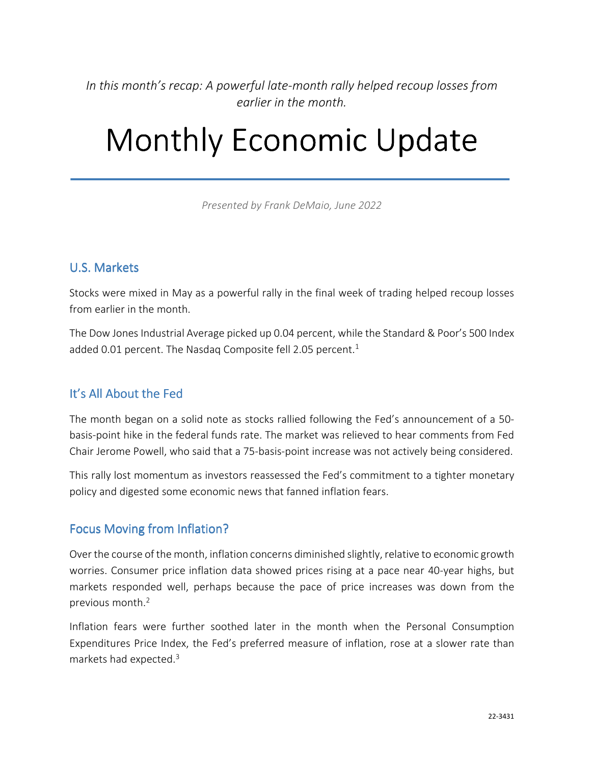*In this month's recap: A powerful late-month rally helped recoup losses from earlier in the month.*

# Monthly Economic Update

*Presented by Frank DeMaio, June 2022*

## U.S. Markets

Stocks were mixed in May as a powerful rally in the final week of trading helped recoup losses from earlier in the month.

The Dow Jones Industrial Average picked up 0.04 percent, while the Standard & Poor's 500 Index added 0.01 percent. The Nasdaq Composite fell 2.05 percent.[1]

## It's All About the Fed

The month began on a solid note as stocks rallied following the Fed's announcement of a 50-basis-point hike in the federal funds rate. The market was relieved to hear comments from Fed Chair Jerome Powell, who said that a 75-basis-point increase was not actively being considered.

This rally lost momentum as investors reassessed the Fed's commitment to a tighter monetary policy and digested some economic news that fanned inflation fears.

## Focus Moving from Inflation?

Over the course of the month, inflation concerns diminished slightly, relative to economic growth worries. Consumer price inflation data showed prices rising at a pace near 40-year highs, but markets responded well, perhaps because the pace of price increases was down from the previous month.[2]

Inflation fears were further soothed later in the month when the Personal Consumption Expenditures Price Index, the Fed's preferred measure of inflation, rose at a slower rate than markets had expected.[3]

22-3431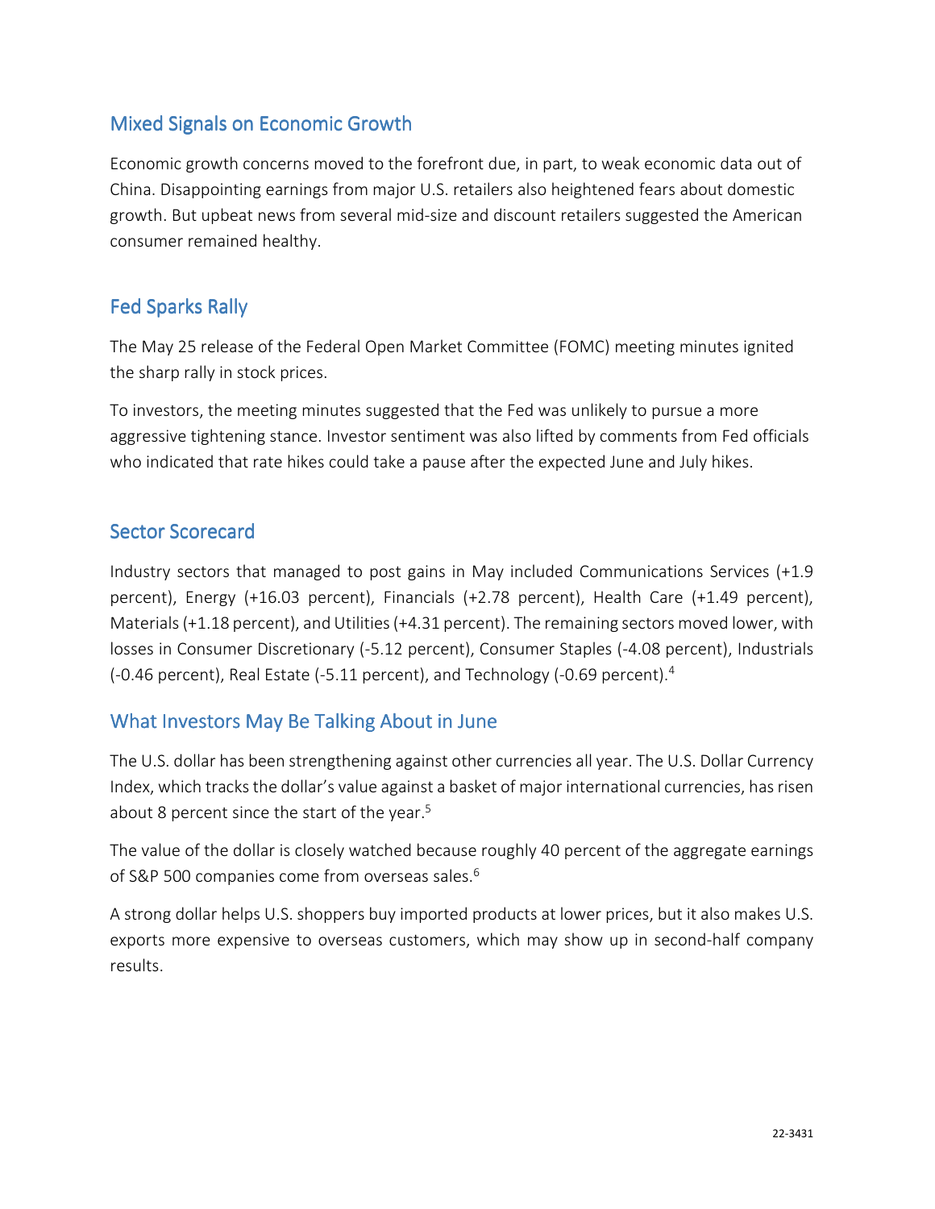## Mixed Signals on Economic Growth

Economic growth concerns moved to the forefront due, in part, to weak economic data out of China. Disappointing earnings from major U.S. retailers also heightened fears about domestic growth. But upbeat news from several mid-size and discount retailers suggested the American consumer remained healthy.

## Fed Sparks Rally

The May 25 release of the Federal Open Market Committee (FOMC) meeting minutes ignited the sharp rally in stock prices.

To investors, the meeting minutes suggested that the Fed was unlikely to pursue a more aggressive tightening stance. Investor sentiment was also lifted by comments from Fed officials who indicated that rate hikes could take a pause after the expected June and July hikes.

## Sector Scorecard

Industry sectors that managed to post gains in May included Communications Services (+1.9 percent), Energy (+16.03 percent), Financials (+2.78 percent), Health Care (+1.49 percent), Materials (+1.18 percent), and Utilities (+4.31 percent). The remaining sectors moved lower, with losses in Consumer Discretionary (-5.12 percent), Consumer Staples (-4.08 percent), Industrials (-0.46 percent), Real Estate (-5.11 percent), and Technology (-0.69 percent).[4]

## What Investors May Be Talking About in June

The U.S. dollar has been strengthening against other currencies all year. The U.S. Dollar Currency Index, which tracks the dollar's value against a basket of major international currencies, has risen about 8 percent since the start of the year.[5]

The value of the dollar is closely watched because roughly 40 percent of the aggregate earnings of S&P 500 companies come from overseas sales.[6]

A strong dollar helps U.S. shoppers buy imported products at lower prices, but it also makes U.S. exports more expensive to overseas customers, which may show up in second-half company results.

22-3431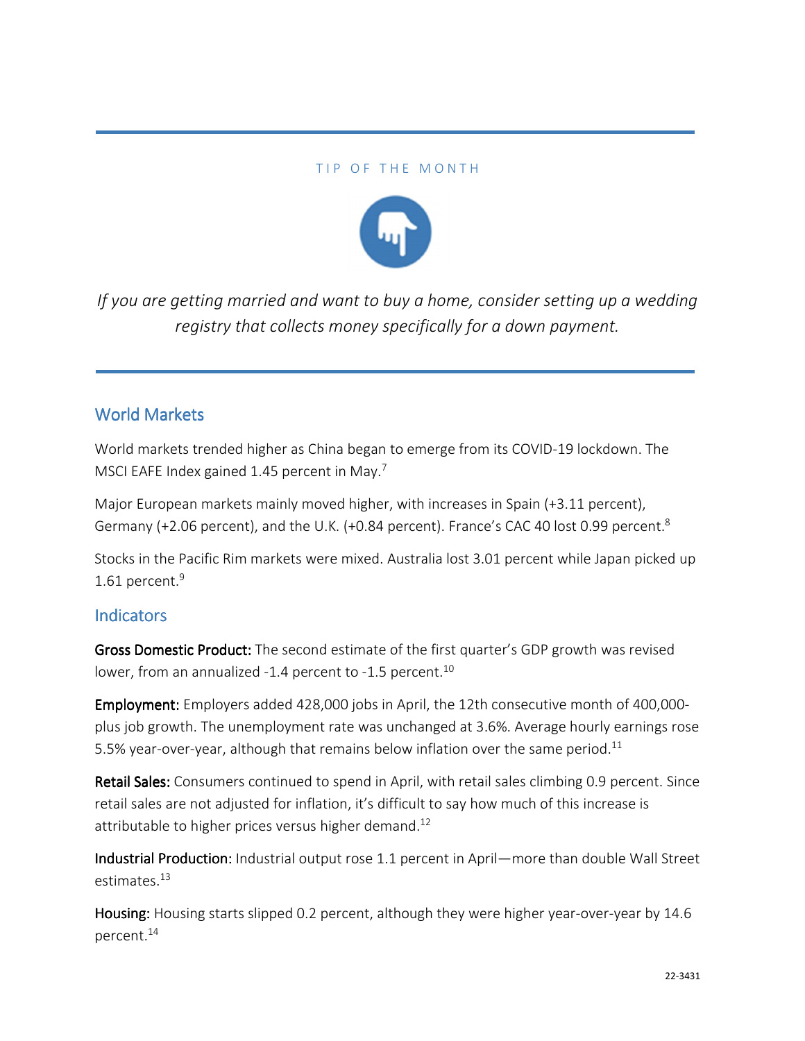TIP OF THE MONTH

*If you are getting married and want to buy a home, consider setting up a wedding registry that collects money specifically for a down payment.*

## World Markets

World markets trended higher as China began to emerge from its COVID-19 lockdown. The MSCI EAFE Index gained 1.45 percent in May.[7]

Major European markets mainly moved higher, with increases in Spain (+3.11 percent), Germany (+2.06 percent), and the U.K. (+0.84 percent). France's CAC 40 lost 0.99 percent.[8]

Stocks in the Pacific Rim markets were mixed. Australia lost 3.01 percent while Japan picked up 1.61 percent.[9]

## Indicators

**Gross Domestic Product:** The second estimate of the first quarter's GDP growth was revised lower, from an annualized -1.4 percent to -1.5 percent.[10]

**Employment:** Employers added 428,000 jobs in April, the 12th consecutive month of 400,000-plus job growth. The unemployment rate was unchanged at 3.6%. Average hourly earnings rose 5.5% year-over-year, although that remains below inflation over the same period.[11]

**Retail Sales:** Consumers continued to spend in April, with retail sales climbing 0.9 percent. Since retail sales are not adjusted for inflation, it's difficult to say how much of this increase is attributable to higher prices versus higher demand.[12]

**Industrial Production**: Industrial output rose 1.1 percent in April—more than double Wall Street estimates.[13]

**Housing:** Housing starts slipped 0.2 percent, although they were higher year-over-year by 14.6 percent.[14]

22-3431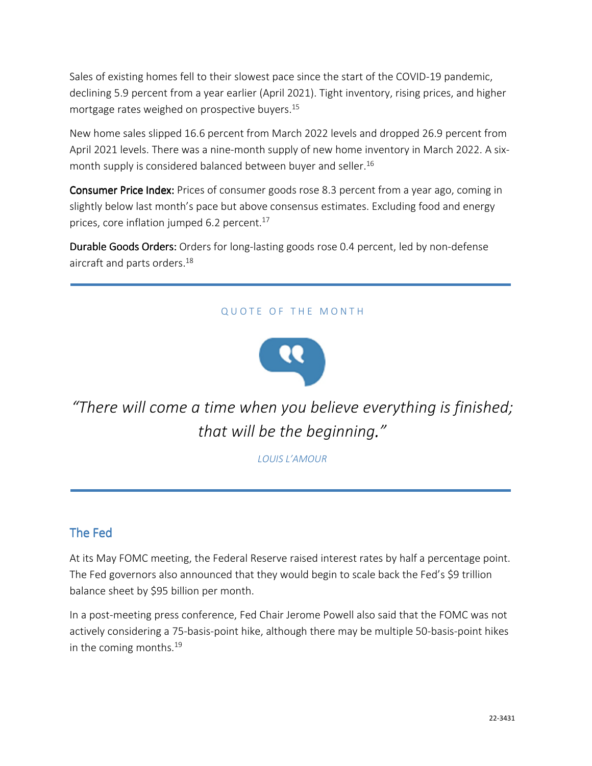Sales of existing homes fell to their slowest pace since the start of the COVID-19 pandemic, declining 5.9 percent from a year earlier (April 2021). Tight inventory, rising prices, and higher mortgage rates weighed on prospective buyers.[15]

New home sales slipped 16.6 percent from March 2022 levels and dropped 26.9 percent from April 2021 levels. There was a nine-month supply of new home inventory in March 2022. A six-month supply is considered balanced between buyer and seller.[16]

**Consumer Price Index:** Prices of consumer goods rose 8.3 percent from a year ago, coming in slightly below last month's pace but above consensus estimates. Excluding food and energy prices, core inflation jumped 6.2 percent.[17]

**Durable Goods Orders:** Orders for long-lasting goods rose 0.4 percent, led by non-defense aircraft and parts orders.[18]

---

QUOTE OF THE MONTH

*"There will come a time when you believe everything is finished; that will be the beginning."*

*LOUIS L'AMOUR*

---

## The Fed

At its May FOMC meeting, the Federal Reserve raised interest rates by half a percentage point. The Fed governors also announced that they would begin to scale back the Fed's $9 trillion balance sheet by $95 billion per month.

In a post-meeting press conference, Fed Chair Jerome Powell also said that the FOMC was not actively considering a 75-basis-point hike, although there may be multiple 50-basis-point hikes in the coming months.[19]

22-3431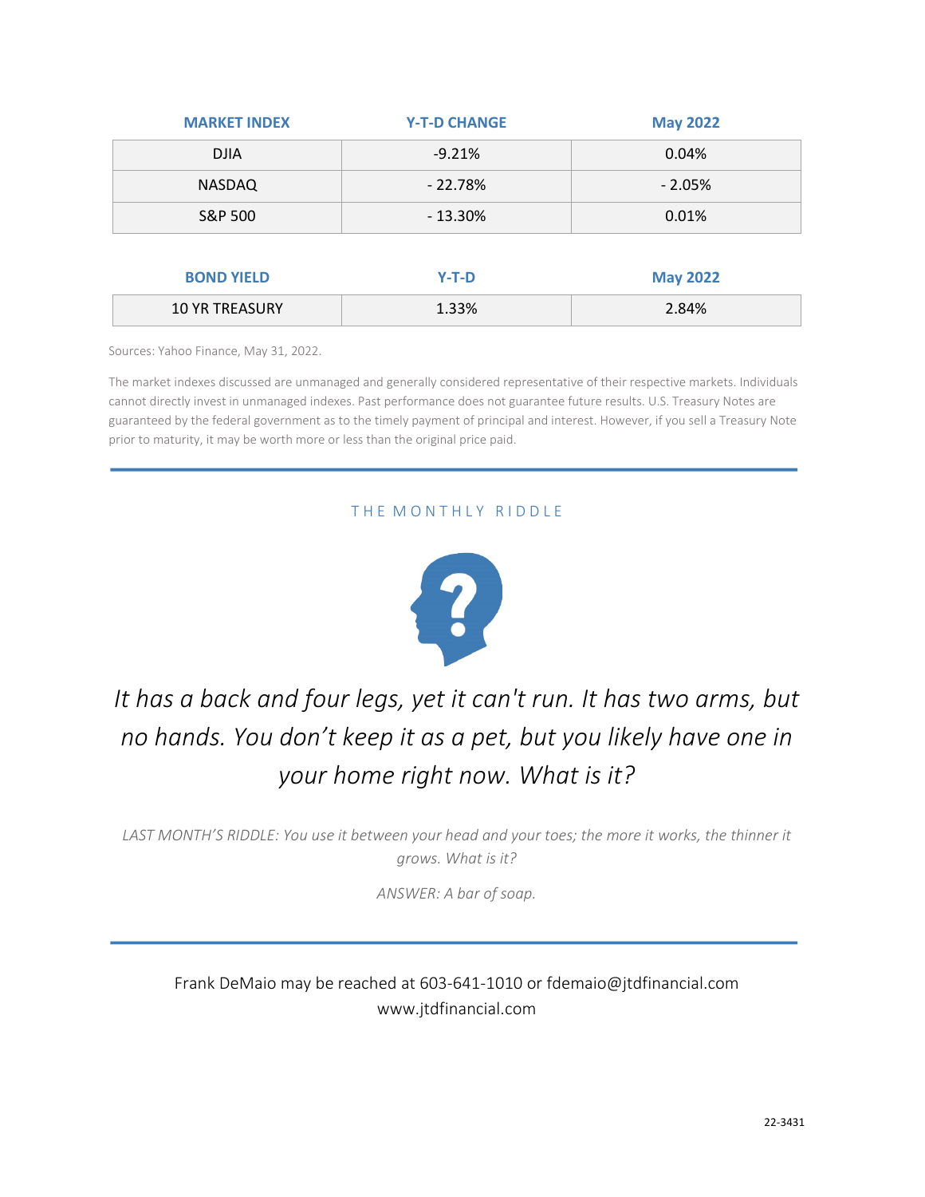| MARKET INDEX | Y-T-D CHANGE | May 2022 |
| --- | --- | --- |
| DJIA | -9.21% | 0.04% |
| NASDAQ | - 22.78% | - 2.05% |
| S&P 500 | - 13.30% | 0.01% |

| BOND YIELD | Y-T-D | May 2022 |
| --- | --- | --- |
| 10 YR TREASURY | 1.33% | 2.84% |

Sources: Yahoo Finance, May 31, 2022.

The market indexes discussed are unmanaged and generally considered representative of their respective markets. Individuals cannot directly invest in unmanaged indexes. Past performance does not guarantee future results. U.S. Treasury Notes are guaranteed by the federal government as to the timely payment of principal and interest. However, if you sell a Treasury Note prior to maturity, it may be worth more or less than the original price paid.

---

## THE MONTHLY RIDDLE

*It has a back and four legs, yet it can't run. It has two arms, but no hands. You don't keep it as a pet, but you likely have one in your home right now. What is it?*

*LAST MONTH'S RIDDLE: You use it between your head and your toes; the more it works, the thinner it grows. What is it?*

*ANSWER: A bar of soap.*

---

Frank DeMaio may be reached at 603-641-1010 or fdemaio@jtdfinancial.com
www.jtdfinancial.com

22-3431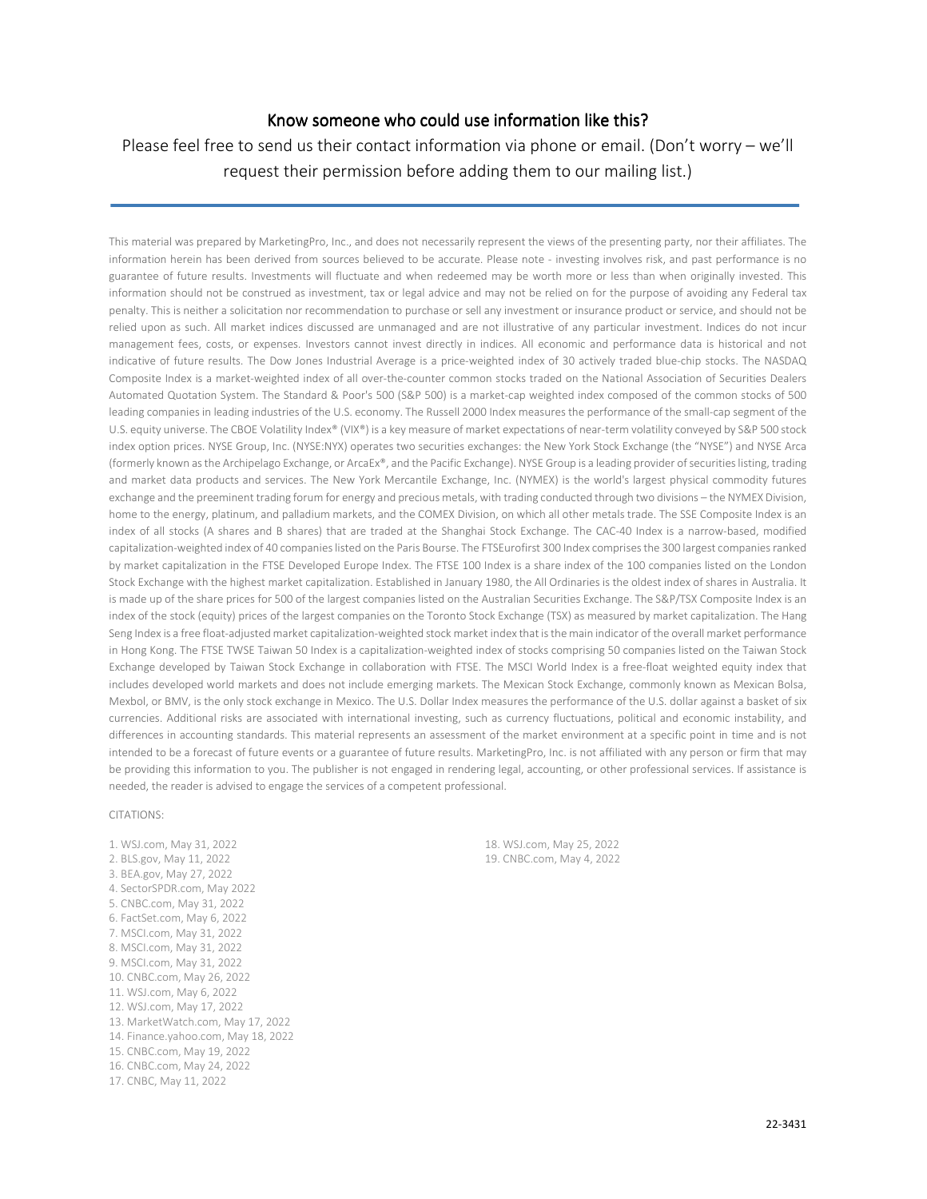## Know someone who could use information like this?

Please feel free to send us their contact information via phone or email. (Don't worry – we'll request their permission before adding them to our mailing list.)

---

This material was prepared by MarketingPro, Inc., and does not necessarily represent the views of the presenting party, nor their affiliates. The information herein has been derived from sources believed to be accurate. Please note - investing involves risk, and past performance is no guarantee of future results. Investments will fluctuate and when redeemed may be worth more or less than when originally invested. This information should not be construed as investment, tax or legal advice and may not be relied on for the purpose of avoiding any Federal tax penalty. This is neither a solicitation nor recommendation to purchase or sell any investment or insurance product or service, and should not be relied upon as such. All market indices discussed are unmanaged and are not illustrative of any particular investment. Indices do not incur management fees, costs, or expenses. Investors cannot invest directly in indices. All economic and performance data is historical and not indicative of future results. The Dow Jones Industrial Average is a price-weighted index of 30 actively traded blue-chip stocks. The NASDAQ Composite Index is a market-weighted index of all over-the-counter common stocks traded on the National Association of Securities Dealers Automated Quotation System. The Standard & Poor's 500 (S&P 500) is a market-cap weighted index composed of the common stocks of 500 leading companies in leading industries of the U.S. economy. The Russell 2000 Index measures the performance of the small-cap segment of the U.S. equity universe. The CBOE Volatility Index® (VIX®) is a key measure of market expectations of near-term volatility conveyed by S&P 500 stock index option prices. NYSE Group, Inc. (NYSE:NYX) operates two securities exchanges: the New York Stock Exchange (the "NYSE") and NYSE Arca (formerly known as the Archipelago Exchange, or ArcaEx®, and the Pacific Exchange). NYSE Group is a leading provider of securities listing, trading and market data products and services. The New York Mercantile Exchange, Inc. (NYMEX) is the world's largest physical commodity futures exchange and the preeminent trading forum for energy and precious metals, with trading conducted through two divisions – the NYMEX Division, home to the energy, platinum, and palladium markets, and the COMEX Division, on which all other metals trade. The SSE Composite Index is an index of all stocks (A shares and B shares) that are traded at the Shanghai Stock Exchange. The CAC-40 Index is a narrow-based, modified capitalization-weighted index of 40 companies listed on the Paris Bourse. The FTSEurofirst 300 Index comprises the 300 largest companies ranked by market capitalization in the FTSE Developed Europe Index. The FTSE 100 Index is a share index of the 100 companies listed on the London Stock Exchange with the highest market capitalization. Established in January 1980, the All Ordinaries is the oldest index of shares in Australia. It is made up of the share prices for 500 of the largest companies listed on the Australian Securities Exchange. The S&P/TSX Composite Index is an index of the stock (equity) prices of the largest companies on the Toronto Stock Exchange (TSX) as measured by market capitalization. The Hang Seng Index is a free float-adjusted market capitalization-weighted stock market index that is the main indicator of the overall market performance in Hong Kong. The FTSE TWSE Taiwan 50 Index is a capitalization-weighted index of stocks comprising 50 companies listed on the Taiwan Stock Exchange developed by Taiwan Stock Exchange in collaboration with FTSE. The MSCI World Index is a free-float weighted equity index that includes developed world markets and does not include emerging markets. The Mexican Stock Exchange, commonly known as Mexican Bolsa, Mexbol, or BMV, is the only stock exchange in Mexico. The U.S. Dollar Index measures the performance of the U.S. dollar against a basket of six currencies. Additional risks are associated with international investing, such as currency fluctuations, political and economic instability, and differences in accounting standards. This material represents an assessment of the market environment at a specific point in time and is not intended to be a forecast of future events or a guarantee of future results. MarketingPro, Inc. is not affiliated with any person or firm that may be providing this information to you. The publisher is not engaged in rendering legal, accounting, or other professional services. If assistance is needed, the reader is advised to engage the services of a competent professional.

CITATIONS:

1. WSJ.com, May 31, 2022
2. BLS.gov, May 11, 2022
3. BEA.gov, May 27, 2022
4. SectorSPDR.com, May 2022
5. CNBC.com, May 31, 2022
6. FactSet.com, May 6, 2022
7. MSCI.com, May 31, 2022
8. MSCI.com, May 31, 2022
9. MSCI.com, May 31, 2022
10. CNBC.com, May 26, 2022
11. WSJ.com, May 6, 2022
12. WSJ.com, May 17, 2022
13. MarketWatch.com, May 17, 2022
14. Finance.yahoo.com, May 18, 2022
15. CNBC.com, May 19, 2022
16. CNBC.com, May 24, 2022
17. CNBC, May 11, 2022
18. WSJ.com, May 25, 2022
19. CNBC.com, May 4, 2022

22-3431